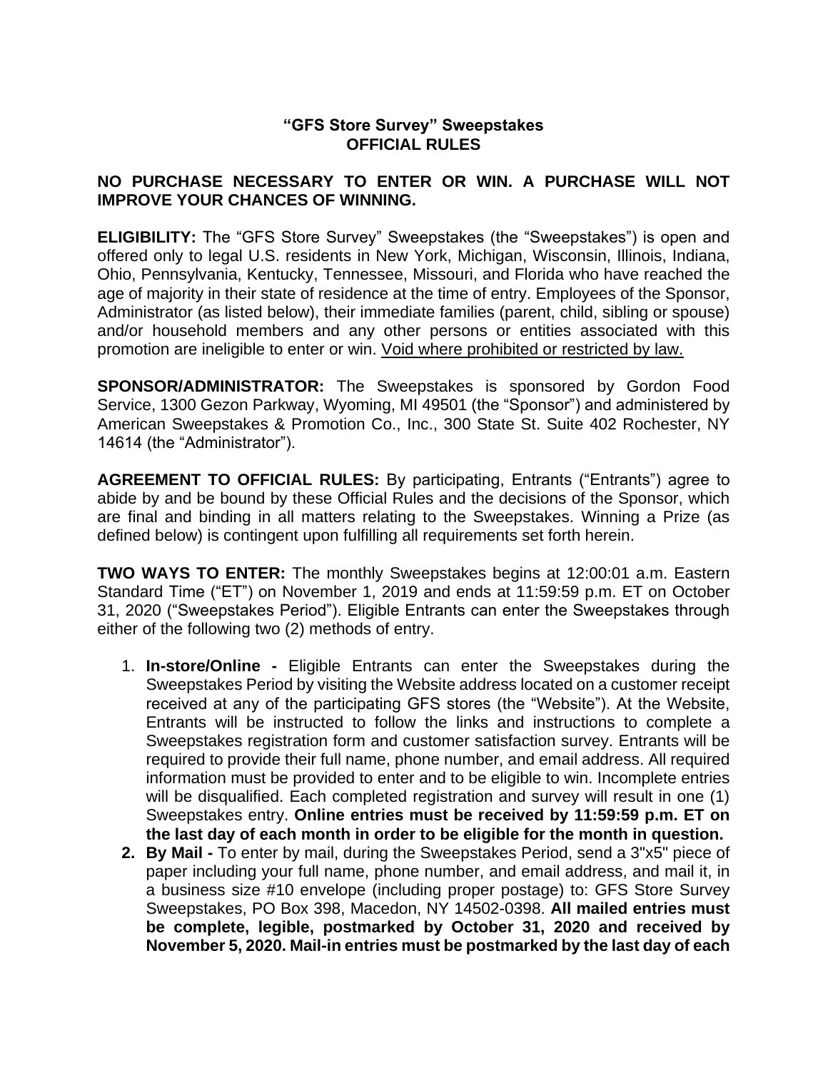**"GFS Store Survey" Sweepstakes**
**OFFICIAL RULES**

**NO PURCHASE NECESSARY TO ENTER OR WIN. A PURCHASE WILL NOT IMPROVE YOUR CHANCES OF WINNING.**

**ELIGIBILITY:** The "GFS Store Survey" Sweepstakes (the "Sweepstakes") is open and offered only to legal U.S. residents in New York, Michigan, Wisconsin, Illinois, Indiana, Ohio, Pennsylvania, Kentucky, Tennessee, Missouri, and Florida who have reached the age of majority in their state of residence at the time of entry. Employees of the Sponsor, Administrator (as listed below), their immediate families (parent, child, sibling or spouse) and/or household members and any other persons or entities associated with this promotion are ineligible to enter or win. Void where prohibited or restricted by law.

**SPONSOR/ADMINISTRATOR:** The Sweepstakes is sponsored by Gordon Food Service, 1300 Gezon Parkway, Wyoming, MI 49501 (the "Sponsor") and administered by American Sweepstakes & Promotion Co., Inc., 300 State St. Suite 402 Rochester, NY 14614 (the "Administrator").

**AGREEMENT TO OFFICIAL RULES:** By participating, Entrants ("Entrants") agree to abide by and be bound by these Official Rules and the decisions of the Sponsor, which are final and binding in all matters relating to the Sweepstakes. Winning a Prize (as defined below) is contingent upon fulfilling all requirements set forth herein.

**TWO WAYS TO ENTER:** The monthly Sweepstakes begins at 12:00:01 a.m. Eastern Standard Time ("ET") on November 1, 2019 and ends at 11:59:59 p.m. ET on October 31, 2020 ("Sweepstakes Period"). Eligible Entrants can enter the Sweepstakes through either of the following two (2) methods of entry.

1. **In-store/Online -** Eligible Entrants can enter the Sweepstakes during the Sweepstakes Period by visiting the Website address located on a customer receipt received at any of the participating GFS stores (the "Website"). At the Website, Entrants will be instructed to follow the links and instructions to complete a Sweepstakes registration form and customer satisfaction survey. Entrants will be required to provide their full name, phone number, and email address. All required information must be provided to enter and to be eligible to win. Incomplete entries will be disqualified. Each completed registration and survey will result in one (1) Sweepstakes entry. **Online entries must be received by 11:59:59 p.m. ET on the last day of each month in order to be eligible for the month in question.**
2. **By Mail -** To enter by mail, during the Sweepstakes Period, send a 3"x5" piece of paper including your full name, phone number, and email address, and mail it, in a business size #10 envelope (including proper postage) to: GFS Store Survey Sweepstakes, PO Box 398, Macedon, NY 14502-0398. **All mailed entries must be complete, legible, postmarked by October 31, 2020 and received by November 5, 2020. Mail-in entries must be postmarked by the last day of each**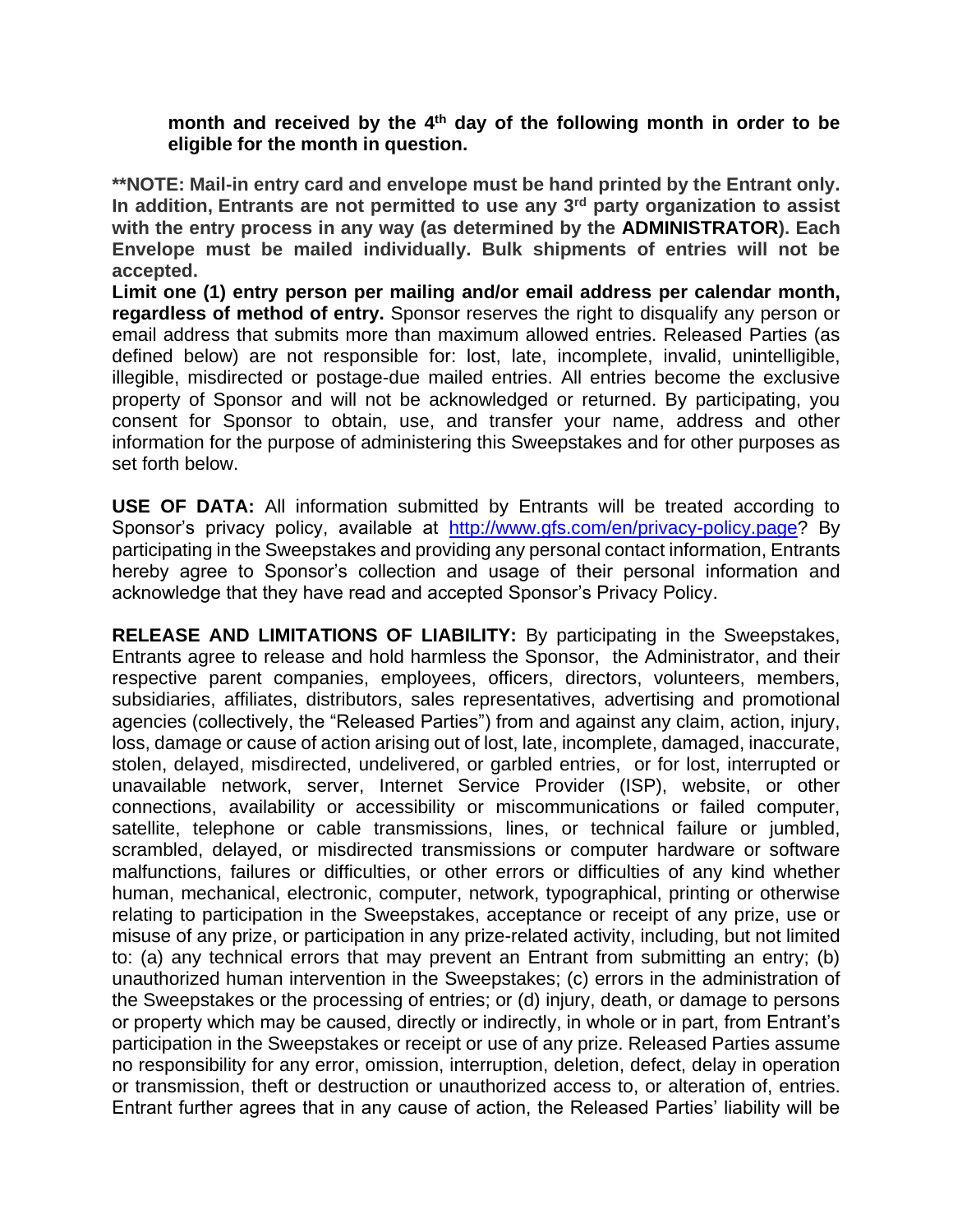**month and received by the 4th day of the following month in order to be eligible for the month in question.**

**\*\*NOTE: Mail-in entry card and envelope must be hand printed by the Entrant only. In addition, Entrants are not permitted to use any 3rd party organization to assist with the entry process in any way (as determined by the ADMINISTRATOR). Each Envelope must be mailed individually. Bulk shipments of entries will not be accepted.**

**Limit one (1) entry person per mailing and/or email address per calendar month, regardless of method of entry.** Sponsor reserves the right to disqualify any person or email address that submits more than maximum allowed entries. Released Parties (as defined below) are not responsible for: lost, late, incomplete, invalid, unintelligible, illegible, misdirected or postage-due mailed entries. All entries become the exclusive property of Sponsor and will not be acknowledged or returned. By participating, you consent for Sponsor to obtain, use, and transfer your name, address and other information for the purpose of administering this Sweepstakes and for other purposes as set forth below.

**USE OF DATA:** All information submitted by Entrants will be treated according to Sponsor's privacy policy, available at [http://www.gfs.com/en/privacy-policy.page](http://www.gfs.com/en/privacy-policy.page)? By participating in the Sweepstakes and providing any personal contact information, Entrants hereby agree to Sponsor's collection and usage of their personal information and acknowledge that they have read and accepted Sponsor's Privacy Policy.

**RELEASE AND LIMITATIONS OF LIABILITY:** By participating in the Sweepstakes, Entrants agree to release and hold harmless the Sponsor, the Administrator, and their respective parent companies, employees, officers, directors, volunteers, members, subsidiaries, affiliates, distributors, sales representatives, advertising and promotional agencies (collectively, the "Released Parties") from and against any claim, action, injury, loss, damage or cause of action arising out of lost, late, incomplete, damaged, inaccurate, stolen, delayed, misdirected, undelivered, or garbled entries, or for lost, interrupted or unavailable network, server, Internet Service Provider (ISP), website, or other connections, availability or accessibility or miscommunications or failed computer, satellite, telephone or cable transmissions, lines, or technical failure or jumbled, scrambled, delayed, or misdirected transmissions or computer hardware or software malfunctions, failures or difficulties, or other errors or difficulties of any kind whether human, mechanical, electronic, computer, network, typographical, printing or otherwise relating to participation in the Sweepstakes, acceptance or receipt of any prize, use or misuse of any prize, or participation in any prize-related activity, including, but not limited to: (a) any technical errors that may prevent an Entrant from submitting an entry; (b) unauthorized human intervention in the Sweepstakes; (c) errors in the administration of the Sweepstakes or the processing of entries; or (d) injury, death, or damage to persons or property which may be caused, directly or indirectly, in whole or in part, from Entrant's participation in the Sweepstakes or receipt or use of any prize. Released Parties assume no responsibility for any error, omission, interruption, deletion, defect, delay in operation or transmission, theft or destruction or unauthorized access to, or alteration of, entries. Entrant further agrees that in any cause of action, the Released Parties' liability will be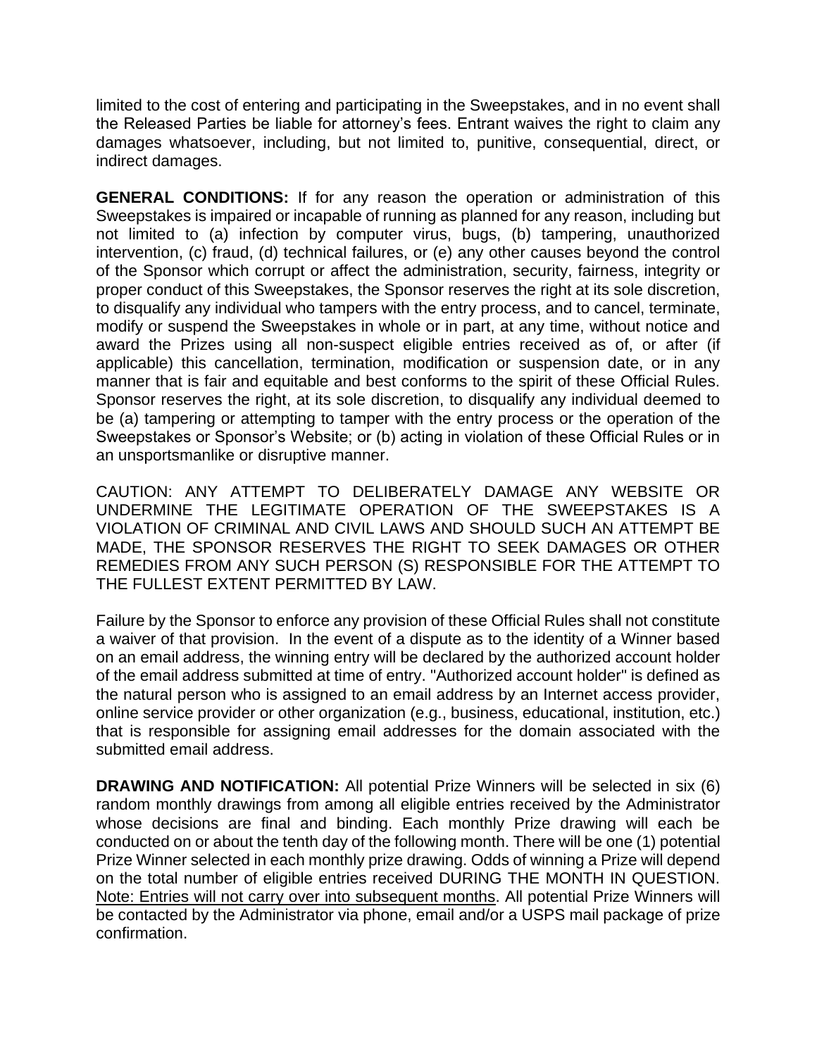limited to the cost of entering and participating in the Sweepstakes, and in no event shall the Released Parties be liable for attorney's fees. Entrant waives the right to claim any damages whatsoever, including, but not limited to, punitive, consequential, direct, or indirect damages.

**GENERAL CONDITIONS:** If for any reason the operation or administration of this Sweepstakes is impaired or incapable of running as planned for any reason, including but not limited to (a) infection by computer virus, bugs, (b) tampering, unauthorized intervention, (c) fraud, (d) technical failures, or (e) any other causes beyond the control of the Sponsor which corrupt or affect the administration, security, fairness, integrity or proper conduct of this Sweepstakes, the Sponsor reserves the right at its sole discretion, to disqualify any individual who tampers with the entry process, and to cancel, terminate, modify or suspend the Sweepstakes in whole or in part, at any time, without notice and award the Prizes using all non-suspect eligible entries received as of, or after (if applicable) this cancellation, termination, modification or suspension date, or in any manner that is fair and equitable and best conforms to the spirit of these Official Rules. Sponsor reserves the right, at its sole discretion, to disqualify any individual deemed to be (a) tampering or attempting to tamper with the entry process or the operation of the Sweepstakes or Sponsor's Website; or (b) acting in violation of these Official Rules or in an unsportsmanlike or disruptive manner.

CAUTION: ANY ATTEMPT TO DELIBERATELY DAMAGE ANY WEBSITE OR UNDERMINE THE LEGITIMATE OPERATION OF THE SWEEPSTAKES IS A VIOLATION OF CRIMINAL AND CIVIL LAWS AND SHOULD SUCH AN ATTEMPT BE MADE, THE SPONSOR RESERVES THE RIGHT TO SEEK DAMAGES OR OTHER REMEDIES FROM ANY SUCH PERSON (S) RESPONSIBLE FOR THE ATTEMPT TO THE FULLEST EXTENT PERMITTED BY LAW.

Failure by the Sponsor to enforce any provision of these Official Rules shall not constitute a waiver of that provision. In the event of a dispute as to the identity of a Winner based on an email address, the winning entry will be declared by the authorized account holder of the email address submitted at time of entry. "Authorized account holder" is defined as the natural person who is assigned to an email address by an Internet access provider, online service provider or other organization (e.g., business, educational, institution, etc.) that is responsible for assigning email addresses for the domain associated with the submitted email address.

**DRAWING AND NOTIFICATION:** All potential Prize Winners will be selected in six (6) random monthly drawings from among all eligible entries received by the Administrator whose decisions are final and binding. Each monthly Prize drawing will each be conducted on or about the tenth day of the following month. There will be one (1) potential Prize Winner selected in each monthly prize drawing. Odds of winning a Prize will depend on the total number of eligible entries received DURING THE MONTH IN QUESTION. <u>Note: Entries will not carry over into subsequent months</u>. All potential Prize Winners will be contacted by the Administrator via phone, email and/or a USPS mail package of prize confirmation.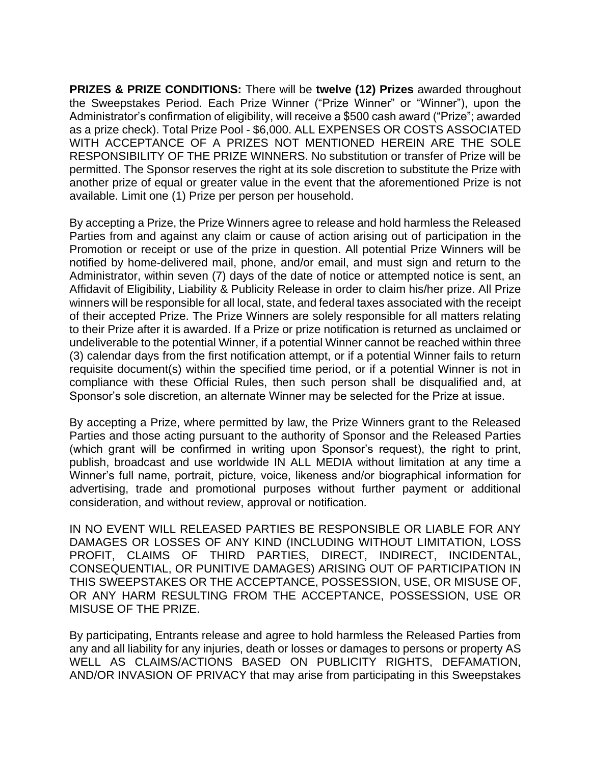**PRIZES & PRIZE CONDITIONS:** There will be **twelve (12) Prizes** awarded throughout the Sweepstakes Period. Each Prize Winner ("Prize Winner" or "Winner"), upon the Administrator's confirmation of eligibility, will receive a $500 cash award ("Prize"; awarded as a prize check). Total Prize Pool - $6,000. ALL EXPENSES OR COSTS ASSOCIATED WITH ACCEPTANCE OF A PRIZES NOT MENTIONED HEREIN ARE THE SOLE RESPONSIBILITY OF THE PRIZE WINNERS. No substitution or transfer of Prize will be permitted. The Sponsor reserves the right at its sole discretion to substitute the Prize with another prize of equal or greater value in the event that the aforementioned Prize is not available. Limit one (1) Prize per person per household.

By accepting a Prize, the Prize Winners agree to release and hold harmless the Released Parties from and against any claim or cause of action arising out of participation in the Promotion or receipt or use of the prize in question. All potential Prize Winners will be notified by home-delivered mail, phone, and/or email, and must sign and return to the Administrator, within seven (7) days of the date of notice or attempted notice is sent, an Affidavit of Eligibility, Liability & Publicity Release in order to claim his/her prize. All Prize winners will be responsible for all local, state, and federal taxes associated with the receipt of their accepted Prize. The Prize Winners are solely responsible for all matters relating to their Prize after it is awarded. If a Prize or prize notification is returned as unclaimed or undeliverable to the potential Winner, if a potential Winner cannot be reached within three (3) calendar days from the first notification attempt, or if a potential Winner fails to return requisite document(s) within the specified time period, or if a potential Winner is not in compliance with these Official Rules, then such person shall be disqualified and, at Sponsor's sole discretion, an alternate Winner may be selected for the Prize at issue.

By accepting a Prize, where permitted by law, the Prize Winners grant to the Released Parties and those acting pursuant to the authority of Sponsor and the Released Parties (which grant will be confirmed in writing upon Sponsor's request), the right to print, publish, broadcast and use worldwide IN ALL MEDIA without limitation at any time a Winner's full name, portrait, picture, voice, likeness and/or biographical information for advertising, trade and promotional purposes without further payment or additional consideration, and without review, approval or notification.

IN NO EVENT WILL RELEASED PARTIES BE RESPONSIBLE OR LIABLE FOR ANY DAMAGES OR LOSSES OF ANY KIND (INCLUDING WITHOUT LIMITATION, LOSS PROFIT, CLAIMS OF THIRD PARTIES, DIRECT, INDIRECT, INCIDENTAL, CONSEQUENTIAL, OR PUNITIVE DAMAGES) ARISING OUT OF PARTICIPATION IN THIS SWEEPSTAKES OR THE ACCEPTANCE, POSSESSION, USE, OR MISUSE OF, OR ANY HARM RESULTING FROM THE ACCEPTANCE, POSSESSION, USE OR MISUSE OF THE PRIZE.

By participating, Entrants release and agree to hold harmless the Released Parties from any and all liability for any injuries, death or losses or damages to persons or property AS WELL AS CLAIMS/ACTIONS BASED ON PUBLICITY RIGHTS, DEFAMATION, AND/OR INVASION OF PRIVACY that may arise from participating in this Sweepstakes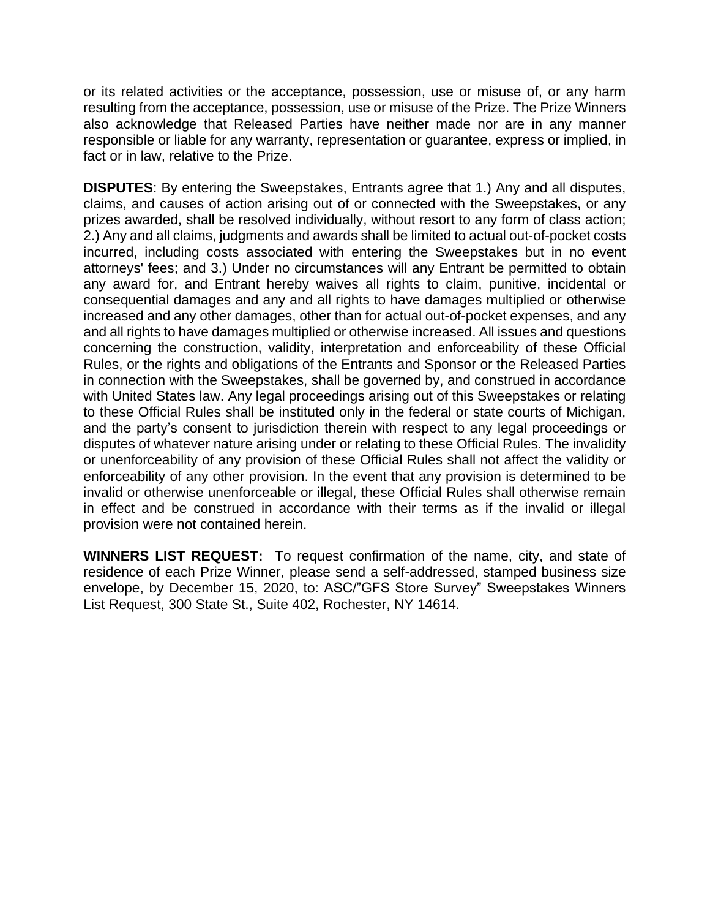or its related activities or the acceptance, possession, use or misuse of, or any harm resulting from the acceptance, possession, use or misuse of the Prize. The Prize Winners also acknowledge that Released Parties have neither made nor are in any manner responsible or liable for any warranty, representation or guarantee, express or implied, in fact or in law, relative to the Prize.

**DISPUTES**: By entering the Sweepstakes, Entrants agree that 1.) Any and all disputes, claims, and causes of action arising out of or connected with the Sweepstakes, or any prizes awarded, shall be resolved individually, without resort to any form of class action; 2.) Any and all claims, judgments and awards shall be limited to actual out-of-pocket costs incurred, including costs associated with entering the Sweepstakes but in no event attorneys' fees; and 3.) Under no circumstances will any Entrant be permitted to obtain any award for, and Entrant hereby waives all rights to claim, punitive, incidental or consequential damages and any and all rights to have damages multiplied or otherwise increased and any other damages, other than for actual out-of-pocket expenses, and any and all rights to have damages multiplied or otherwise increased. All issues and questions concerning the construction, validity, interpretation and enforceability of these Official Rules, or the rights and obligations of the Entrants and Sponsor or the Released Parties in connection with the Sweepstakes, shall be governed by, and construed in accordance with United States law. Any legal proceedings arising out of this Sweepstakes or relating to these Official Rules shall be instituted only in the federal or state courts of Michigan, and the party's consent to jurisdiction therein with respect to any legal proceedings or disputes of whatever nature arising under or relating to these Official Rules. The invalidity or unenforceability of any provision of these Official Rules shall not affect the validity or enforceability of any other provision. In the event that any provision is determined to be invalid or otherwise unenforceable or illegal, these Official Rules shall otherwise remain in effect and be construed in accordance with their terms as if the invalid or illegal provision were not contained herein.

**WINNERS LIST REQUEST:** To request confirmation of the name, city, and state of residence of each Prize Winner, please send a self-addressed, stamped business size envelope, by December 15, 2020, to: ASC/"GFS Store Survey" Sweepstakes Winners List Request, 300 State St., Suite 402, Rochester, NY 14614.